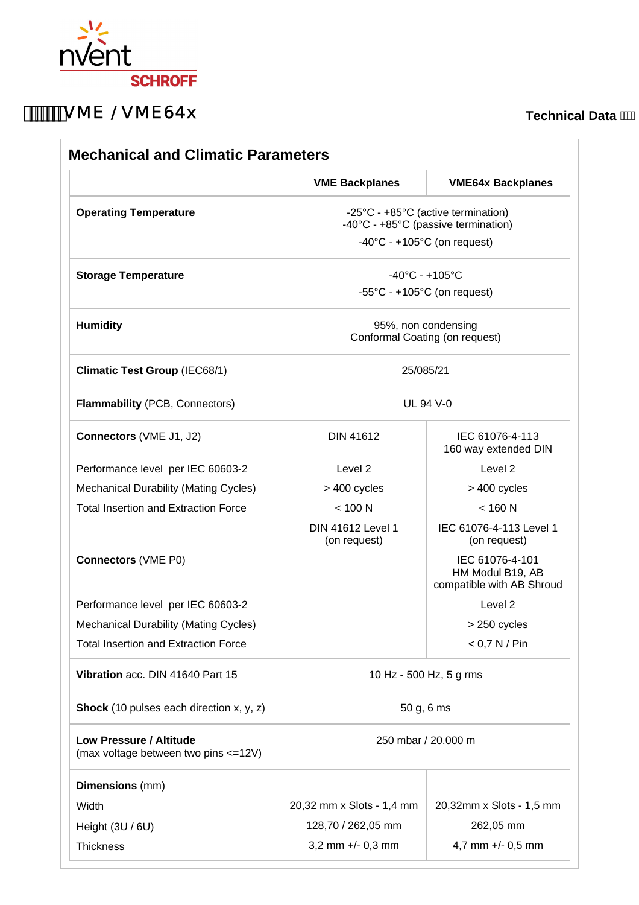# VME / VME64x

**Technical Data**

## Mechanical and Climatic Parameters

| | VME Backplanes | VME64x Backplanes |
|---|---|---|
| **Operating Temperature** | -25°C - +85°C (active termination)<br>-40°C - +85°C (passive termination)<br>-40°C - +105°C (on request) | |
| **Storage Temperature** | -40°C - +105°C<br>-55°C - +105°C (on request) | |
| **Humidity** | 95%, non condensing<br>Conformal Coating (on request) | |
| **Climatic Test Group** (IEC68/1) | 25/085/21 | |
| **Flammability** (PCB, Connectors) | UL 94 V-0 | |
| **Connectors** (VME J1, J2) | DIN 41612 | IEC 61076-4-113<br>160 way extended DIN |
| Performance level per IEC 60603-2 | Level 2 | Level 2 |
| Mechanical Durability (Mating Cycles) | > 400 cycles | > 400 cycles |
| Total Insertion and Extraction Force | < 100 N | < 160 N |
| | DIN 41612 Level 1<br>(on request) | IEC 61076-4-113 Level 1<br>(on request) |
| **Connectors** (VME P0) | | IEC 61076-4-101<br>HM Modul B19, AB<br>compatible with AB Shroud |
| Performance level per IEC 60603-2 | | Level 2 |
| Mechanical Durability (Mating Cycles) | | > 250 cycles |
| Total Insertion and Extraction Force | | < 0,7 N / Pin |
| **Vibration** acc. DIN 41640 Part 15 | 10 Hz - 500 Hz, 5 g rms | |
| **Shock** (10 pulses each direction x, y, z) | 50 g, 6 ms | |
| **Low Pressure / Altitude**<br>(max voltage between two pins <=12V) | 250 mbar / 20.000 m | |
| **Dimensions** (mm) | | |
| Width | 20,32 mm x Slots - 1,4 mm | 20,32mm x Slots - 1,5 mm |
| Height (3U / 6U) | 128,70 / 262,05 mm | 262,05 mm |
| Thickness | 3,2 mm +/- 0,3 mm | 4,7 mm +/- 0,5 mm |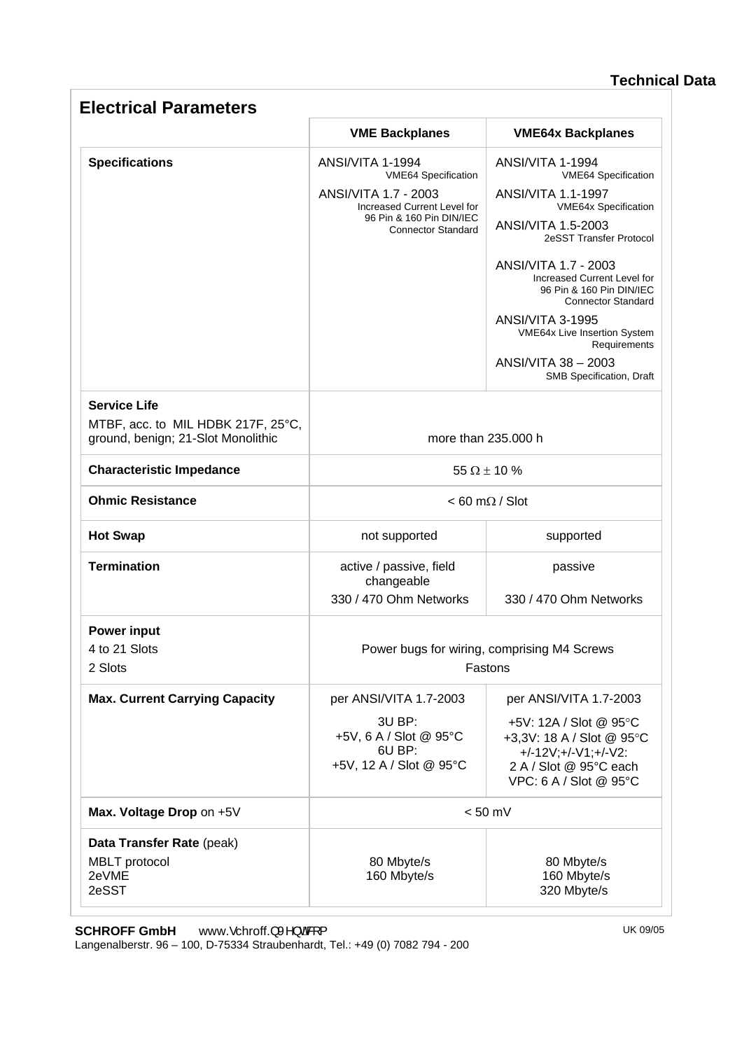**Technical Data**

## Electrical Parameters

| | VME Backplanes | VME64x Backplanes |
|---|---|---|
| **Specifications** | ANSI/VITA 1-1994 VME64 Specification<br>ANSI/VITA 1.7 - 2003 Increased Current Level for 96 Pin & 160 Pin DIN/IEC Connector Standard | ANSI/VITA 1-1994 VME64 Specification<br>ANSI/VITA 1.1-1997 VME64x Specification<br>ANSI/VITA 1.5-2003 2eSST Transfer Protocol<br>ANSI/VITA 1.7 - 2003 Increased Current Level for 96 Pin & 160 Pin DIN/IEC Connector Standard<br>ANSI/VITA 3-1995 VME64x Live Insertion System Requirements<br>ANSI/VITA 38 – 2003 SMB Specification, Draft |
| **Service Life**<br>MTBF, acc. to MIL HDBK 217F, 25°C, ground, benign; 21-Slot Monolithic | more than 235.000 h | |
| **Characteristic Impedance** | 55 Ω ± 10 % | |
| **Ohmic Resistance** | < 60 mΩ / Slot | |
| **Hot Swap** | not supported | supported |
| **Termination** | active / passive, field changeable<br>330 / 470 Ohm Networks | passive<br>330 / 470 Ohm Networks |
| **Power input**<br>4 to 21 Slots<br>2 Slots | Power bugs for wiring, comprising M4 Screws<br>Fastons | |
| **Max. Current Carrying Capacity** | per ANSI/VITA 1.7-2003<br>3U BP:<br>+5V, 6 A / Slot @ 95°C<br>6U BP:<br>+5V, 12 A / Slot @ 95°C | per ANSI/VITA 1.7-2003<br>+5V: 12A / Slot @ 95°C<br>+3,3V: 18 A / Slot @ 95°C<br>+/-12V;+/-V1;+/-V2:<br>2 A / Slot @ 95°C each<br>VPC: 6 A / Slot @ 95°C |
| **Max. Voltage Drop** on +5V | < 50 mV | |
| **Data Transfer Rate** (peak)<br>MBLT protocol<br>2eVME<br>2eSST | <br>80 Mbyte/s<br>160 Mbyte/s | <br>80 Mbyte/s<br>160 Mbyte/s<br>320 Mbyte/s |

**SCHROFF GmbH** www.schroff.biz

Langenalberstr. 96 – 100, D-75334 Straubenhardt, Tel.: +49 (0) 7082 794 - 200

UK 09/05